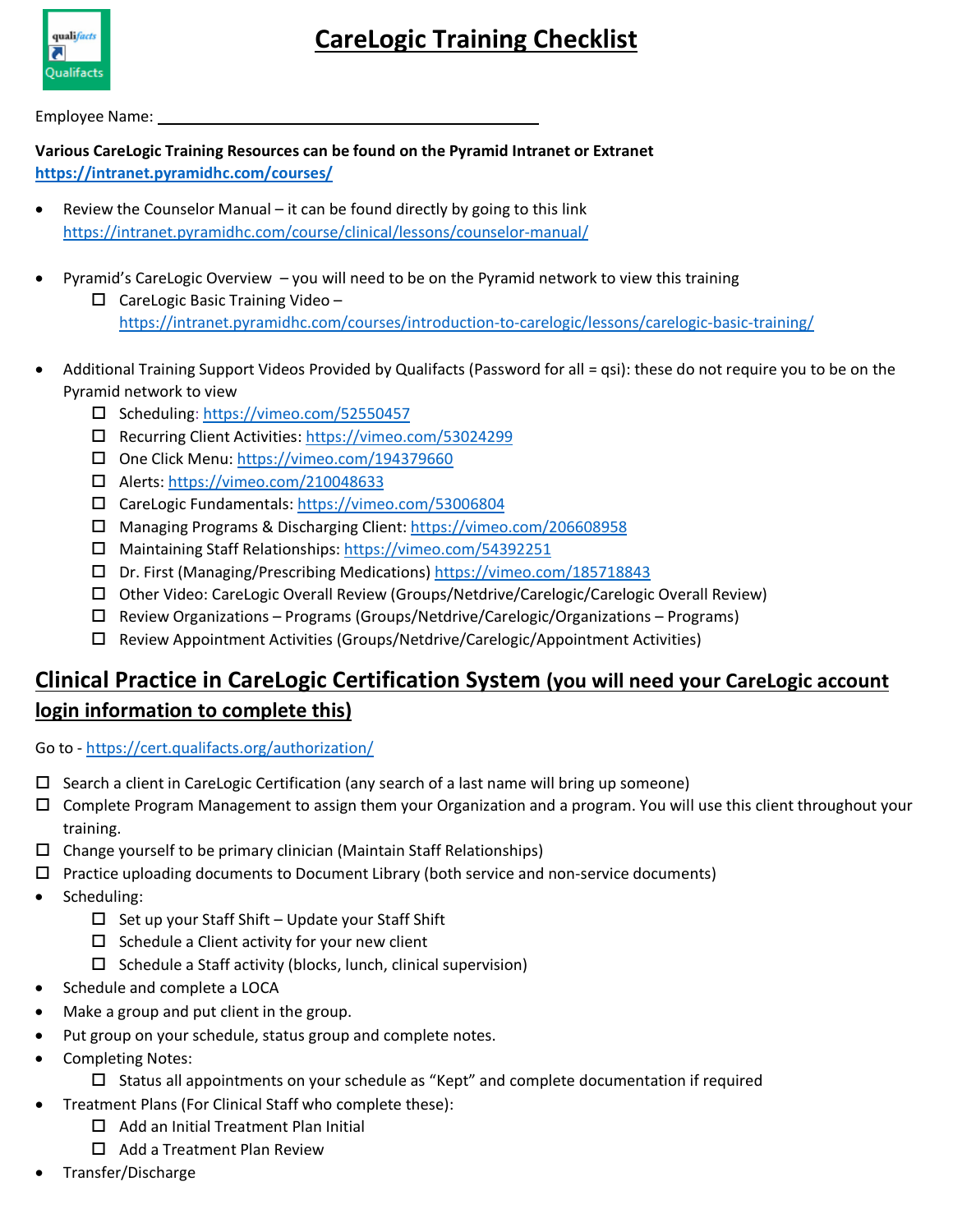# CareLogic Training Checklist

Employee Name: ______________________________________________

**Various CareLogic Training Resources can be found on the Pyramid Intranet or Extranet**
**https://intranet.pyramidhc.com/courses/**

- Review the Counselor Manual – it can be found directly by going to this link https://intranet.pyramidhc.com/course/clinical/lessons/counselor-manual/

- Pyramid's CareLogic Overview – you will need to be on the Pyramid network to view this training
  - ☐ CareLogic Basic Training Video – https://intranet.pyramidhc.com/courses/introduction-to-carelogic/lessons/carelogic-basic-training/

- Additional Training Support Videos Provided by Qualifacts (Password for all = qsi): these do not require you to be on the Pyramid network to view
  - ☐ Scheduling: https://vimeo.com/52550457
  - ☐ Recurring Client Activities: https://vimeo.com/53024299
  - ☐ One Click Menu: https://vimeo.com/194379660
  - ☐ Alerts: https://vimeo.com/210048633
  - ☐ CareLogic Fundamentals: https://vimeo.com/53006804
  - ☐ Managing Programs & Discharging Client: https://vimeo.com/206608958
  - ☐ Maintaining Staff Relationships: https://vimeo.com/54392251
  - ☐ Dr. First (Managing/Prescribing Medications) https://vimeo.com/185718843
  - ☐ Other Video: CareLogic Overall Review (Groups/Netdrive/Carelogic/Carelogic Overall Review)
  - ☐ Review Organizations – Programs (Groups/Netdrive/Carelogic/Organizations – Programs)
  - ☐ Review Appointment Activities (Groups/Netdrive/Carelogic/Appointment Activities)

## Clinical Practice in CareLogic Certification System (you will need your CareLogic account login information to complete this)

Go to - https://cert.qualifacts.org/authorization/

- ☐ Search a client in CareLogic Certification (any search of a last name will bring up someone)
- ☐ Complete Program Management to assign them your Organization and a program. You will use this client throughout your training.
- ☐ Change yourself to be primary clinician (Maintain Staff Relationships)
- ☐ Practice uploading documents to Document Library (both service and non-service documents)
- Scheduling:
  - ☐ Set up your Staff Shift – Update your Staff Shift
  - ☐ Schedule a Client activity for your new client
  - ☐ Schedule a Staff activity (blocks, lunch, clinical supervision)
- Schedule and complete a LOCA
- Make a group and put client in the group.
- Put group on your schedule, status group and complete notes.
- Completing Notes:
  - ☐ Status all appointments on your schedule as "Kept" and complete documentation if required
- Treatment Plans (For Clinical Staff who complete these):
  - ☐ Add an Initial Treatment Plan Initial
  - ☐ Add a Treatment Plan Review
- Transfer/Discharge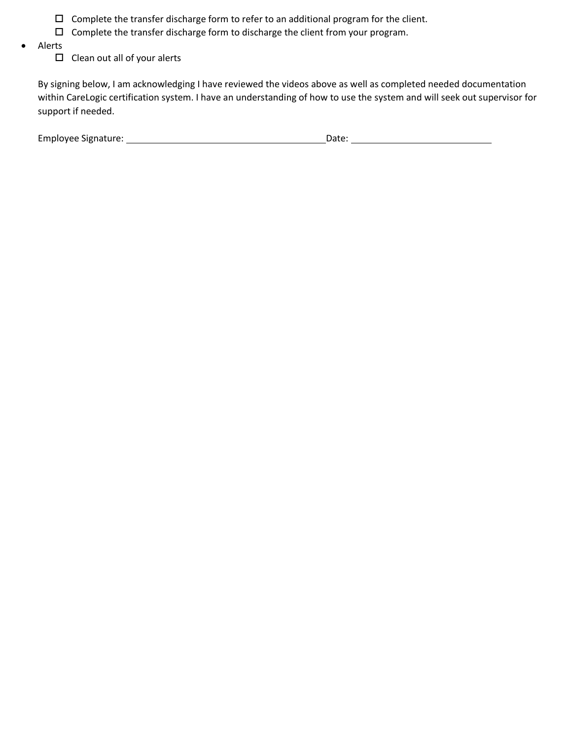- ☐ Complete the transfer discharge form to refer to an additional program for the client.
  - ☐ Complete the transfer discharge form to discharge the client from your program.
- Alerts
  - ☐ Clean out all of your alerts

By signing below, I am acknowledging I have reviewed the videos above as well as completed needed documentation within CareLogic certification system. I have an understanding of how to use the system and will seek out supervisor for support if needed.

Employee Signature: ______________________________ Date: ____________________